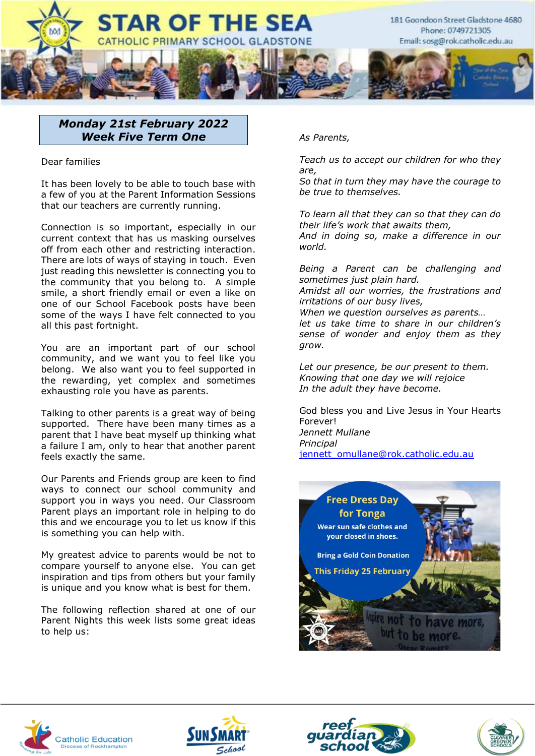# STAR OF THE SEA

## CATHOLIC PRIMARY SCHOOL GLADSTONE

181 Goondoon Street Gladstone 4680
Phone: 0749721305
Email: sosg@rok.catholic.edu.au

**Monday 21st February 2022**
**Week Five Term One**

Dear families

It has been lovely to be able to touch base with a few of you at the Parent Information Sessions that our teachers are currently running.

Connection is so important, especially in our current context that has us masking ourselves off from each other and restricting interaction. There are lots of ways of staying in touch. Even just reading this newsletter is connecting you to the community that you belong to. A simple smile, a short friendly email or even a like on one of our School Facebook posts have been some of the ways I have felt connected to you all this past fortnight.

You are an important part of our school community, and we want you to feel like you belong. We also want you to feel supported in the rewarding, yet complex and sometimes exhausting role you have as parents.

Talking to other parents is a great way of being supported. There have been many times as a parent that I have beat myself up thinking what a failure I am, only to hear that another parent feels exactly the same.

Our Parents and Friends group are keen to find ways to connect our school community and support you in ways you need. Our Classroom Parent plays an important role in helping to do this and we encourage you to let us know if this is something you can help with.

My greatest advice to parents would be not to compare yourself to anyone else. You can get inspiration and tips from others but your family is unique and you know what is best for them.

The following reflection shared at one of our Parent Nights this week lists some great ideas to help us:

*As Parents,*

*Teach us to accept our children for who they are,*
*So that in turn they may have the courage to be true to themselves.*

*To learn all that they can so that they can do their life's work that awaits them,*
*And in doing so, make a difference in our world.*

*Being a Parent can be challenging and sometimes just plain hard.*
*Amidst all our worries, the frustrations and irritations of our busy lives,*
*When we question ourselves as parents…*
*let us take time to share in our children's sense of wonder and enjoy them as they grow.*

*Let our presence, be our present to them.*
*Knowing that one day we will rejoice*
*In the adult they have become.*

God bless you and Live Jesus in Your Hearts Forever!
*Jennett Mullane*
*Principal*
jennett_omullane@rok.catholic.edu.au

**Free Dress Day for Tonga**

Wear sun safe clothes and your closed in shoes.

Bring a Gold Coin Donation

**This Friday 25 February**

Aspire not to have more, but to be more. -Oscar Romero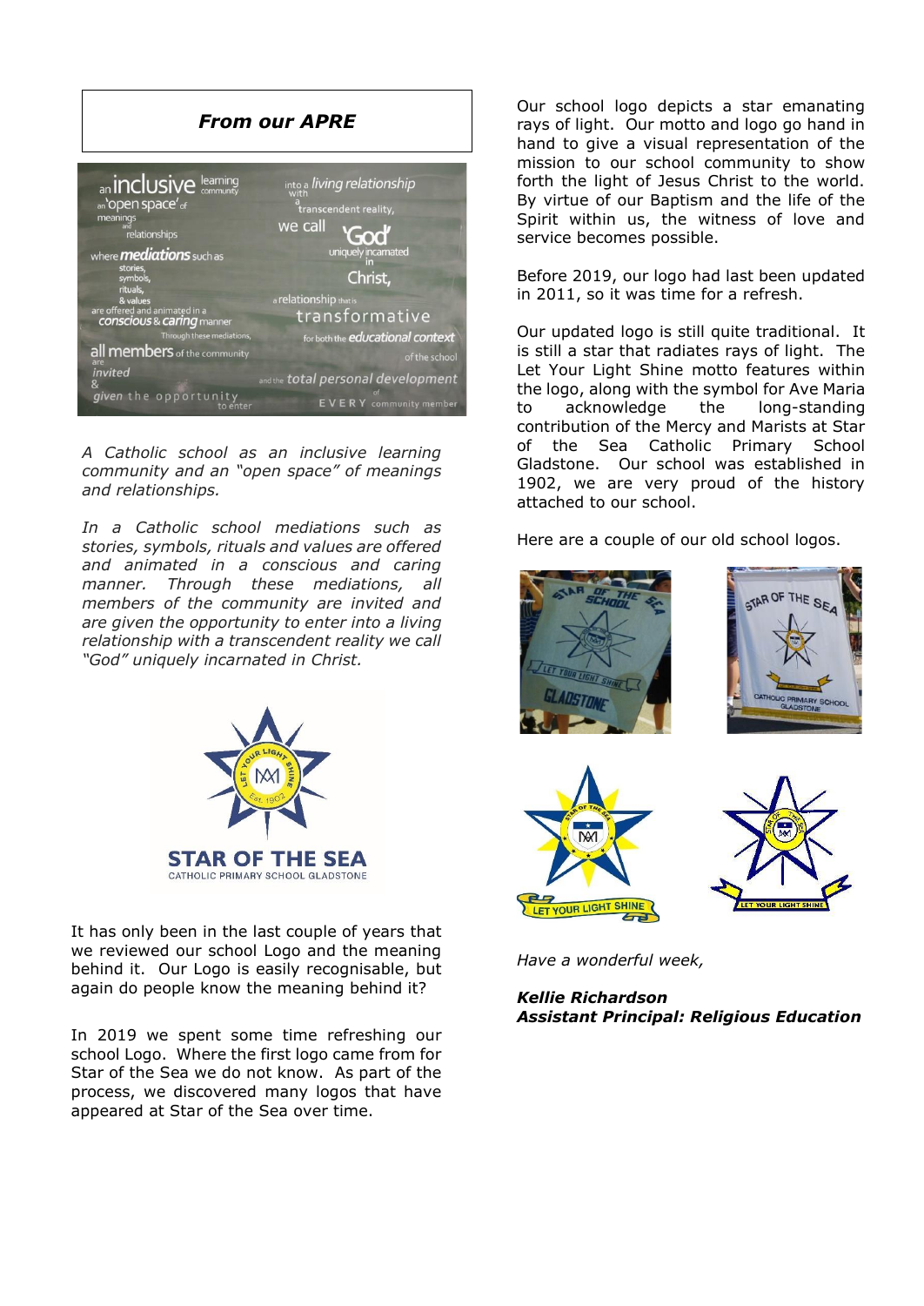## *From our APRE*

*A Catholic school as an inclusive learning community and an "open space" of meanings and relationships.*

*In a Catholic school mediations such as stories, symbols, rituals and values are offered and animated in a conscious and caring manner. Through these mediations, all members of the community are invited and are given the opportunity to enter into a living relationship with a transcendent reality we call "God" uniquely incarnated in Christ.*

It has only been in the last couple of years that we reviewed our school Logo and the meaning behind it. Our Logo is easily recognisable, but again do people know the meaning behind it?

In 2019 we spent some time refreshing our school Logo. Where the first logo came from for Star of the Sea we do not know. As part of the process, we discovered many logos that have appeared at Star of the Sea over time.

Our school logo depicts a star emanating rays of light. Our motto and logo go hand in hand to give a visual representation of the mission to our school community to show forth the light of Jesus Christ to the world. By virtue of our Baptism and the life of the Spirit within us, the witness of love and service becomes possible.

Before 2019, our logo had last been updated in 2011, so it was time for a refresh.

Our updated logo is still quite traditional. It is still a star that radiates rays of light. The Let Your Light Shine motto features within the logo, along with the symbol for Ave Maria to acknowledge the long-standing contribution of the Mercy and Marists at Star of the Sea Catholic Primary School Gladstone. Our school was established in 1902, we are very proud of the history attached to our school.

Here are a couple of our old school logos.

*Have a wonderful week,*

***Kellie Richardson***
***Assistant Principal: Religious Education***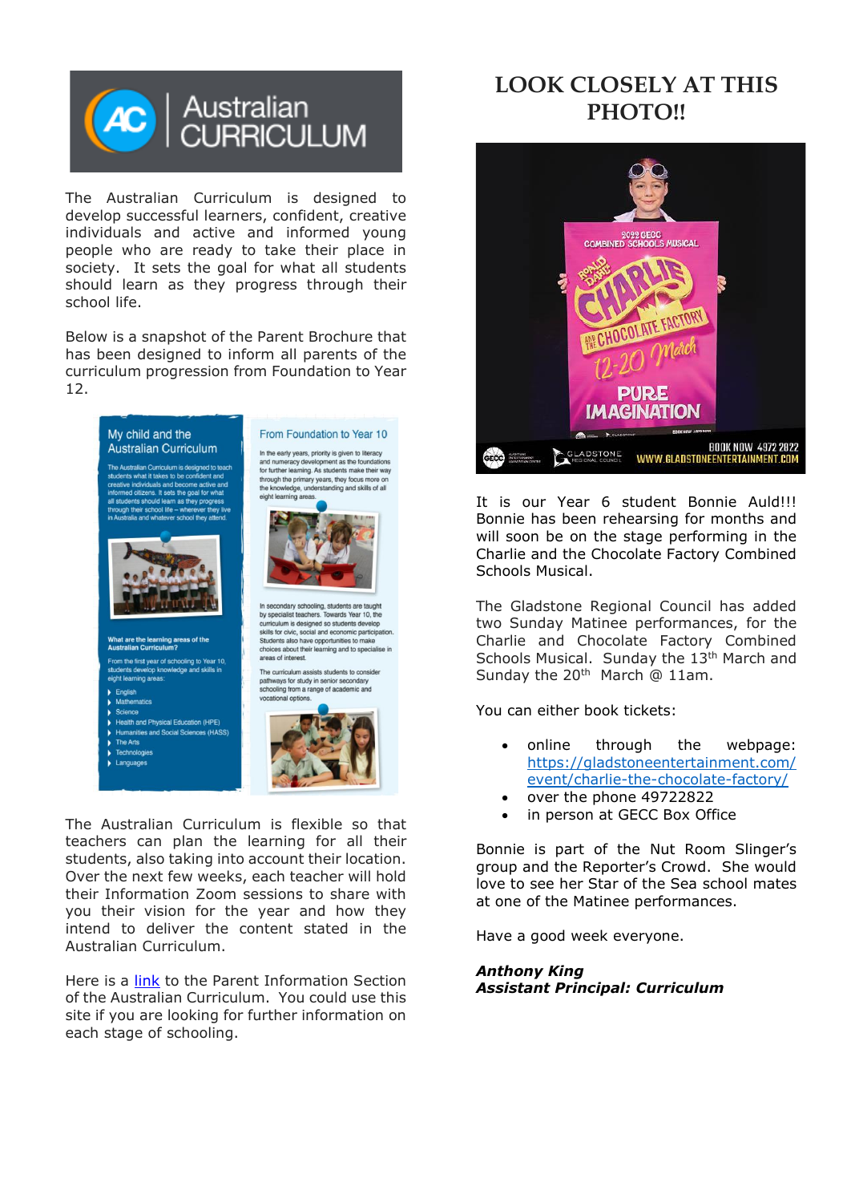The Australian Curriculum is designed to develop successful learners, confident, creative individuals and active and informed young people who are ready to take their place in society. It sets the goal for what all students should learn as they progress through their school life.

Below is a snapshot of the Parent Brochure that has been designed to inform all parents of the curriculum progression from Foundation to Year 12.

The Australian Curriculum is flexible so that teachers can plan the learning for all their students, also taking into account their location. Over the next few weeks, each teacher will hold their Information Zoom sessions to share with you their vision for the year and how they intend to deliver the content stated in the Australian Curriculum.

Here is a link to the Parent Information Section of the Australian Curriculum. You could use this site if you are looking for further information on each stage of schooling.

## LOOK CLOSELY AT THIS PHOTO!!

It is our Year 6 student Bonnie Auld!!! Bonnie has been rehearsing for months and will soon be on the stage performing in the Charlie and the Chocolate Factory Combined Schools Musical.

The Gladstone Regional Council has added two Sunday Matinee performances, for the Charlie and Chocolate Factory Combined Schools Musical. Sunday the 13th March and Sunday the 20th March @ 11am.

You can either book tickets:

- online through the webpage: https://gladstoneentertainment.com/event/charlie-the-chocolate-factory/
- over the phone 49722822
- in person at GECC Box Office

Bonnie is part of the Nut Room Slinger's group and the Reporter's Crowd. She would love to see her Star of the Sea school mates at one of the Matinee performances.

Have a good week everyone.

***Anthony King***
***Assistant Principal: Curriculum***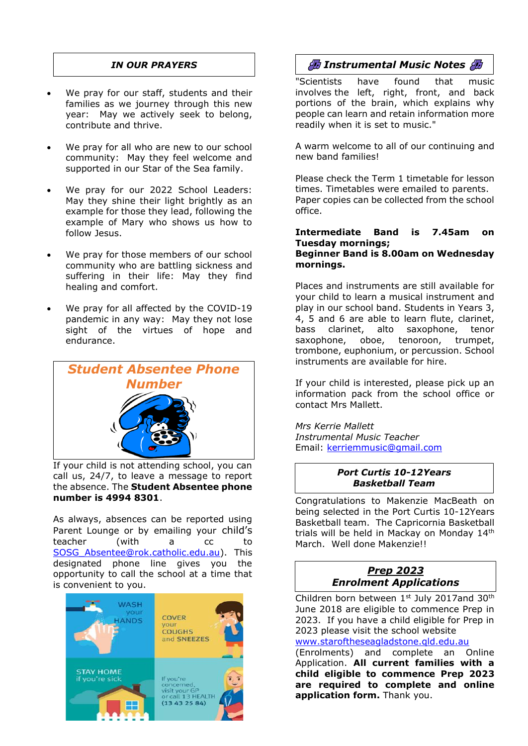## IN OUR PRAYERS

- We pray for our staff, students and their families as we journey through this new year: May we actively seek to belong, contribute and thrive.
- We pray for all who are new to our school community: May they feel welcome and supported in our Star of the Sea family.
- We pray for our 2022 School Leaders: May they shine their light brightly as an example for those they lead, following the example of Mary who shows us how to follow Jesus.
- We pray for those members of our school community who are battling sickness and suffering in their life: May they find healing and comfort.
- We pray for all affected by the COVID-19 pandemic in any way: May they not lose sight of the virtues of hope and endurance.

## Student Absentee Phone Number

If your child is not attending school, you can call us, 24/7, to leave a message to report the absence. The **Student Absentee phone number is 4994 8301**.

As always, absences can be reported using Parent Lounge or by emailing your child's teacher (with a cc to SOSG_Absentee@rok.catholic.edu.au). This designated phone line gives you the opportunity to call the school at a time that is convenient to you.

## Instrumental Music Notes

"Scientists have found that music involves the left, right, front, and back portions of the brain, which explains why people can learn and retain information more readily when it is set to music."

A warm welcome to all of our continuing and new band families!

Please check the Term 1 timetable for lesson times. Timetables were emailed to parents. Paper copies can be collected from the school office.

**Intermediate Band is 7.45am on Tuesday mornings;**
**Beginner Band is 8.00am on Wednesday mornings.**

Places and instruments are still available for your child to learn a musical instrument and play in our school band. Students in Years 3, 4, 5 and 6 are able to learn flute, clarinet, bass clarinet, alto saxophone, tenor saxophone, oboe, tenoroon, trumpet, trombone, euphonium, or percussion. School instruments are available for hire.

If your child is interested, please pick up an information pack from the school office or contact Mrs Mallett.

*Mrs Kerrie Mallett*
*Instrumental Music Teacher*
Email: kerriemmusic@gmail.com

## Port Curtis 10-12Years Basketball Team

Congratulations to Makenzie MacBeath on being selected in the Port Curtis 10-12Years Basketball team. The Capricornia Basketball trials will be held in Mackay on Monday 14th March. Well done Makenzie!!

## Prep 2023 Enrolment Applications

Children born between 1st July 2017and 30th June 2018 are eligible to commence Prep in 2023. If you have a child eligible for Prep in 2023 please visit the school website www.staroftheseagladstone.qld.edu.au (Enrolments) and complete an Online Application. **All current families with a child eligible to commence Prep 2023 are required to complete and online application form.** Thank you.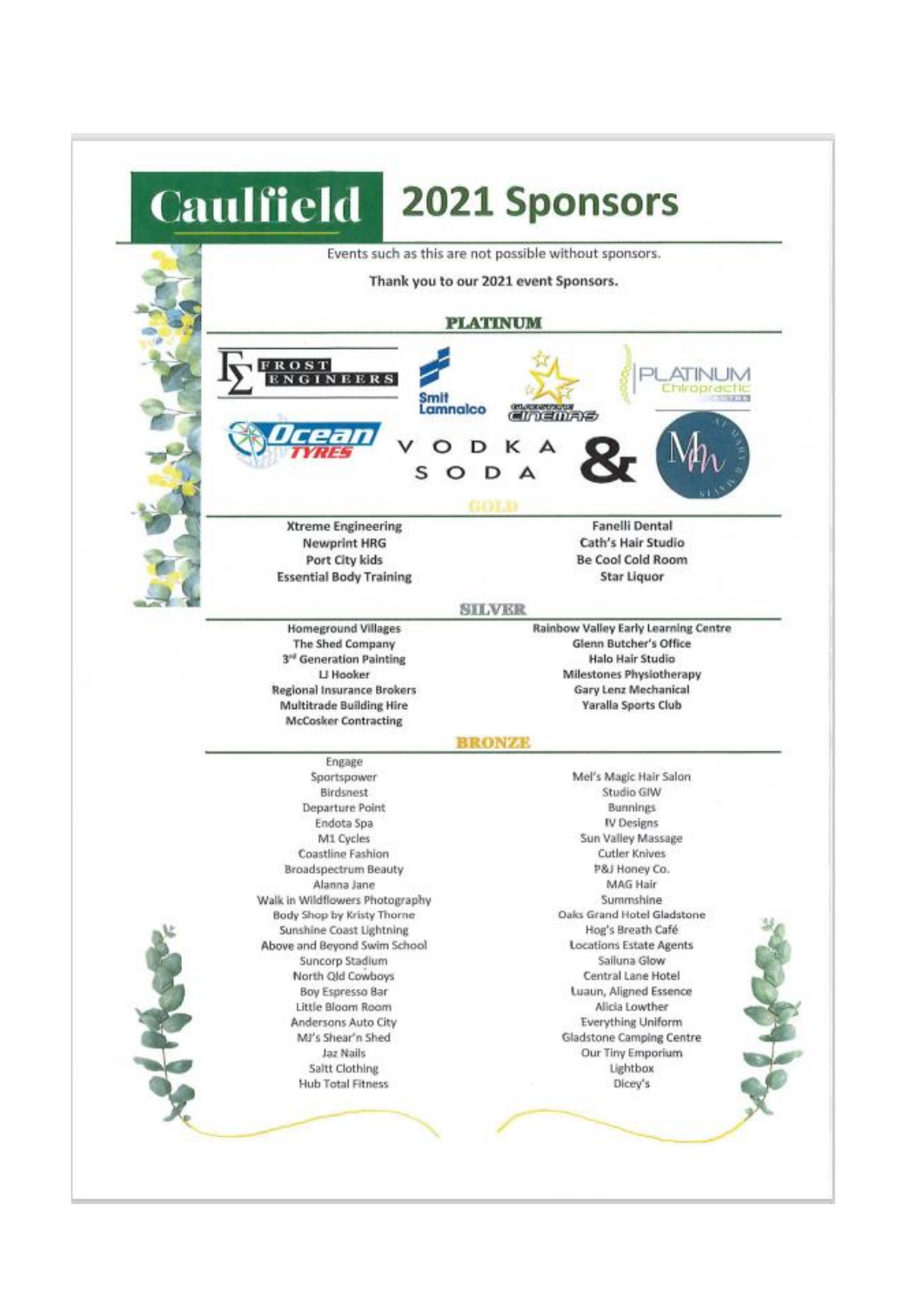# Caulfield 2021 Sponsors

Events such as this are not possible without sponsors.

**Thank you to our 2021 event Sponsors.**

## PLATINUM

FROST ENGINEERS

Smit Lamnalco

Gladstone Cinemas

PLATINUM Chiropractic

Ocean TYRES

VODKA SODA &

## GOLD

**Xtreme Engineering**
**Newprint HRG**
**Port City kids**
**Essential Body Training**
**Fanelli Dental**
**Cath's Hair Studio**
**Be Cool Cold Room**
**Star Liquor**

## SILVER

**Homeground Villages**
**The Shed Company**
**3rd Generation Painting**
**LJ Hooker**
**Regional Insurance Brokers**
**Multitrade Building Hire**
**McCosker Contracting**
**Rainbow Valley Early Learning Centre**
**Glenn Butcher's Office**
**Halo Hair Studio**
**Milestones Physiotherapy**
**Gary Lenz Mechanical**
**Yaralla Sports Club**

## BRONZE

Engage
Sportspower
Birdsnest
Departure Point
Endota Spa
M1 Cycles
Coastline Fashion
Broadspectrum Beauty
Alanna Jane
Walk in Wildflowers Photography
Body Shop by Kristy Thorne
Sunshine Coast Lightning
Above and Beyond Swim School
Suncorp Stadium
North Qld Cowboys
Boy Espresso Bar
Little Bloom Room
Andersons Auto City
MJ's Shear'n Shed
Jaz Nails
Saltt Clothing
Hub Total Fitness
Mel's Magic Hair Salon
Studio GIW
Bunnings
IV Designs
Sun Valley Massage
Cutler Knives
P&J Honey Co.
MAG Hair
Summshine
Oaks Grand Hotel Gladstone
Hog's Breath Café
Locations Estate Agents
Sailuna Glow
Central Lane Hotel
Luaun, Aligned Essence
Alicia Lowther
Everything Uniform
Gladstone Camping Centre
Our Tiny Emporium
Lightbox
Dicey's